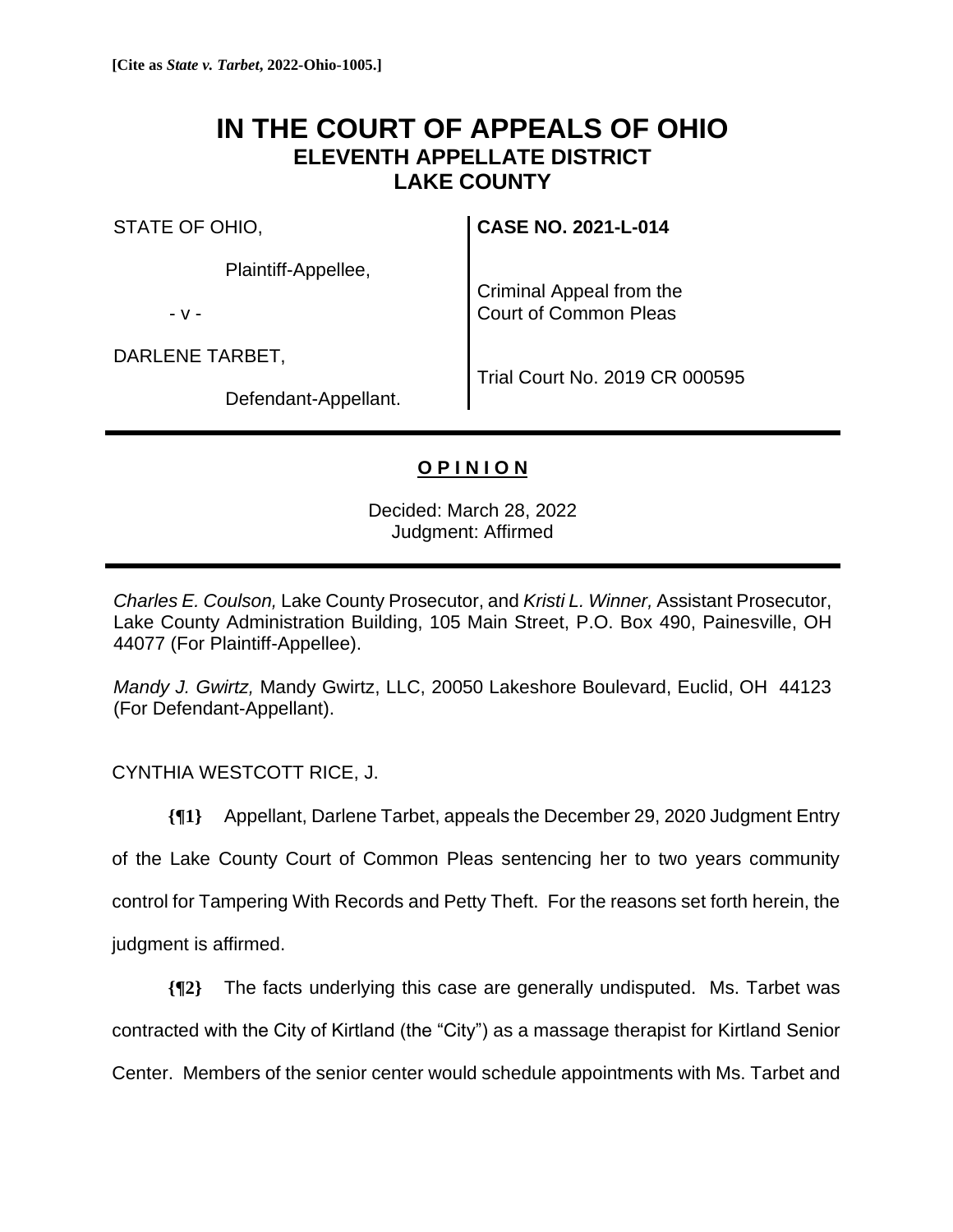**[Cite as *State v. Tarbet*, 2022-Ohio-1005.]**

# IN THE COURT OF APPEALS OF OHIO
## ELEVENTH APPELLATE DISTRICT
## LAKE COUNTY

STATE OF OHIO,

Plaintiff-Appellee,

\- v -

DARLENE TARBET,

Defendant-Appellant.

**CASE NO. 2021-L-014**

Criminal Appeal from the Court of Common Pleas

Trial Court No. 2019 CR 000595

---

**O P I N I O N**

Decided: March 28, 2022
Judgment: Affirmed

---

*Charles E. Coulson,* Lake County Prosecutor, and *Kristi L. Winner,* Assistant Prosecutor, Lake County Administration Building, 105 Main Street, P.O. Box 490, Painesville, OH 44077 (For Plaintiff-Appellee).

*Mandy J. Gwirtz,* Mandy Gwirtz, LLC, 20050 Lakeshore Boulevard, Euclid, OH 44123 (For Defendant-Appellant).

CYNTHIA WESTCOTT RICE, J.

**{¶1}** Appellant, Darlene Tarbet, appeals the December 29, 2020 Judgment Entry of the Lake County Court of Common Pleas sentencing her to two years community control for Tampering With Records and Petty Theft. For the reasons set forth herein, the judgment is affirmed.

**{¶2}** The facts underlying this case are generally undisputed. Ms. Tarbet was contracted with the City of Kirtland (the "City") as a massage therapist for Kirtland Senior Center. Members of the senior center would schedule appointments with Ms. Tarbet and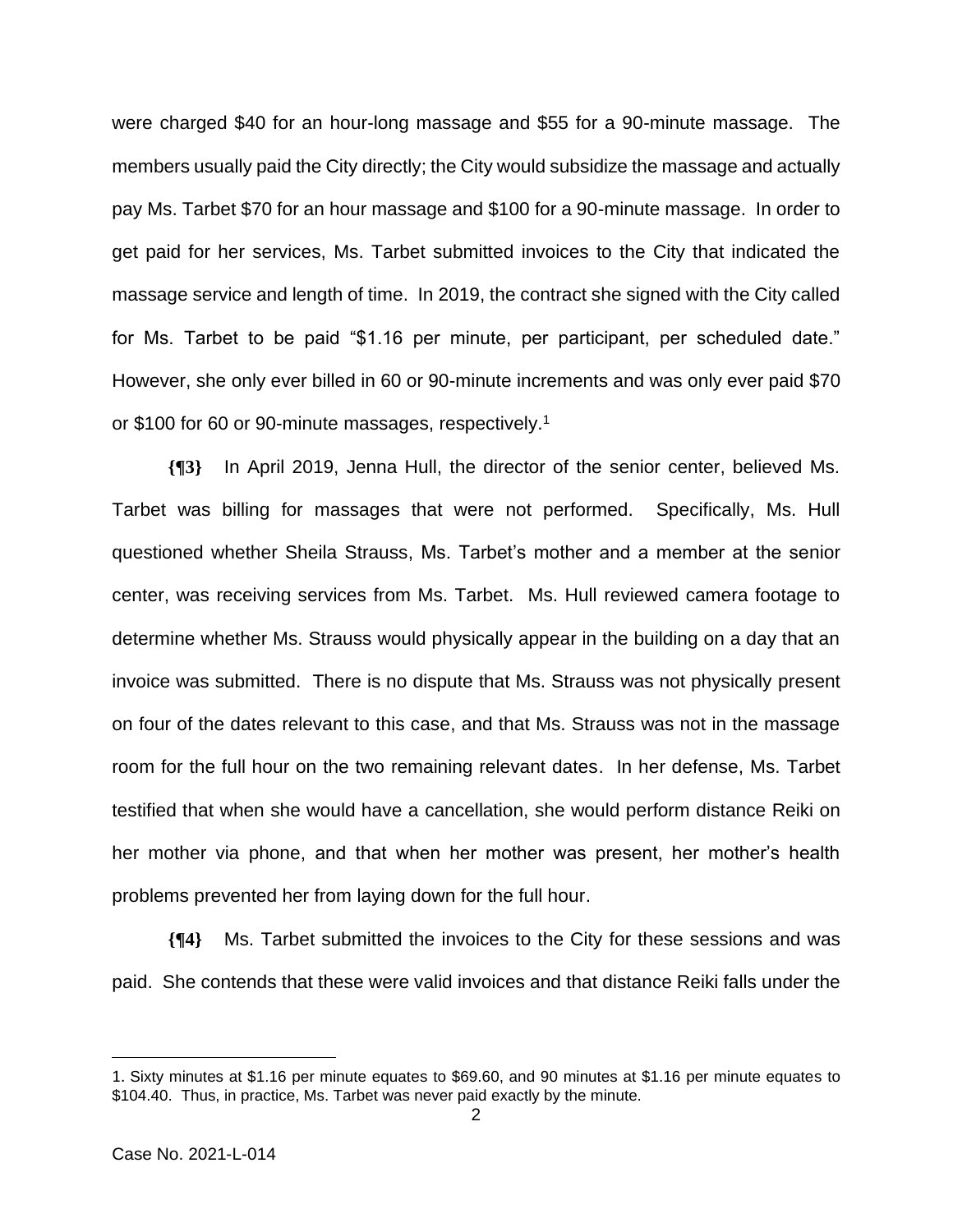were charged $40 for an hour-long massage and $55 for a 90-minute massage. The members usually paid the City directly; the City would subsidize the massage and actually pay Ms. Tarbet $70 for an hour massage and $100 for a 90-minute massage. In order to get paid for her services, Ms. Tarbet submitted invoices to the City that indicated the massage service and length of time. In 2019, the contract she signed with the City called for Ms. Tarbet to be paid "$1.16 per minute, per participant, per scheduled date." However, she only ever billed in 60 or 90-minute increments and was only ever paid $70 or $100 for 60 or 90-minute massages, respectively.[1]

**{¶3}** In April 2019, Jenna Hull, the director of the senior center, believed Ms. Tarbet was billing for massages that were not performed. Specifically, Ms. Hull questioned whether Sheila Strauss, Ms. Tarbet's mother and a member at the senior center, was receiving services from Ms. Tarbet. Ms. Hull reviewed camera footage to determine whether Ms. Strauss would physically appear in the building on a day that an invoice was submitted. There is no dispute that Ms. Strauss was not physically present on four of the dates relevant to this case, and that Ms. Strauss was not in the massage room for the full hour on the two remaining relevant dates. In her defense, Ms. Tarbet testified that when she would have a cancellation, she would perform distance Reiki on her mother via phone, and that when her mother was present, her mother's health problems prevented her from laying down for the full hour.

**{¶4}** Ms. Tarbet submitted the invoices to the City for these sessions and was paid. She contends that these were valid invoices and that distance Reiki falls under the

---

1. Sixty minutes at $1.16 per minute equates to $69.60, and 90 minutes at $1.16 per minute equates to $104.40. Thus, in practice, Ms. Tarbet was never paid exactly by the minute.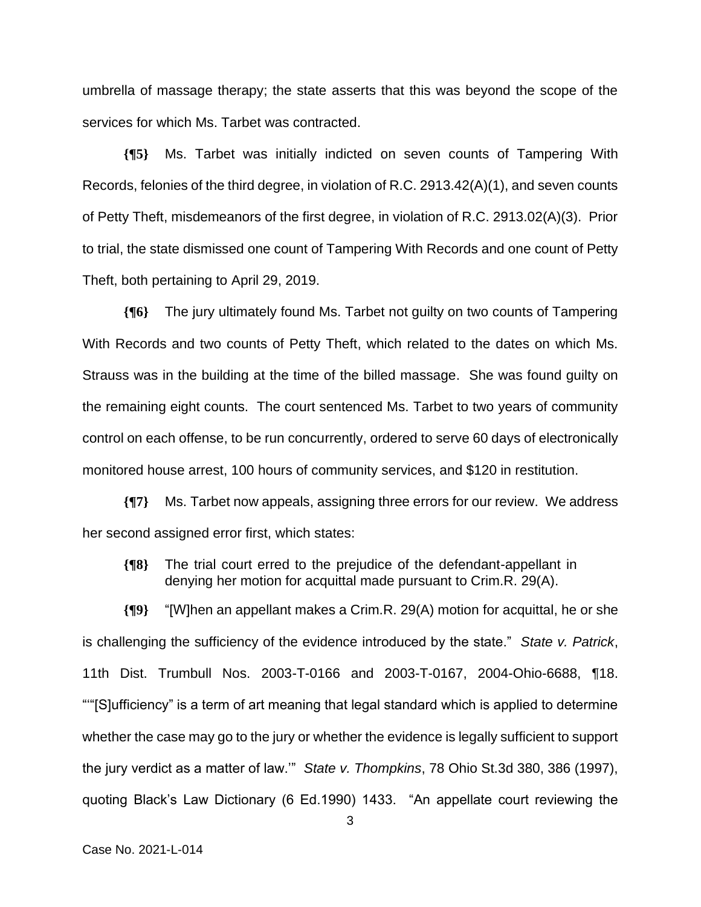umbrella of massage therapy; the state asserts that this was beyond the scope of the services for which Ms. Tarbet was contracted.

**{¶5}** Ms. Tarbet was initially indicted on seven counts of Tampering With Records, felonies of the third degree, in violation of R.C. 2913.42(A)(1), and seven counts of Petty Theft, misdemeanors of the first degree, in violation of R.C. 2913.02(A)(3). Prior to trial, the state dismissed one count of Tampering With Records and one count of Petty Theft, both pertaining to April 29, 2019.

**{¶6}** The jury ultimately found Ms. Tarbet not guilty on two counts of Tampering With Records and two counts of Petty Theft, which related to the dates on which Ms. Strauss was in the building at the time of the billed massage. She was found guilty on the remaining eight counts. The court sentenced Ms. Tarbet to two years of community control on each offense, to be run concurrently, ordered to serve 60 days of electronically monitored house arrest, 100 hours of community services, and $120 in restitution.

**{¶7}** Ms. Tarbet now appeals, assigning three errors for our review. We address her second assigned error first, which states:

> **{¶8}** The trial court erred to the prejudice of the defendant-appellant in denying her motion for acquittal made pursuant to Crim.R. 29(A).

**{¶9}** "[W]hen an appellant makes a Crim.R. 29(A) motion for acquittal, he or she is challenging the sufficiency of the evidence introduced by the state." *State v. Patrick*, 11th Dist. Trumbull Nos. 2003-T-0166 and 2003-T-0167, 2004-Ohio-6688, ¶18. "'"[S]ufficiency" is a term of art meaning that legal standard which is applied to determine whether the case may go to the jury or whether the evidence is legally sufficient to support the jury verdict as a matter of law.'" *State v. Thompkins*, 78 Ohio St.3d 380, 386 (1997), quoting Black's Law Dictionary (6 Ed.1990) 1433. "An appellate court reviewing the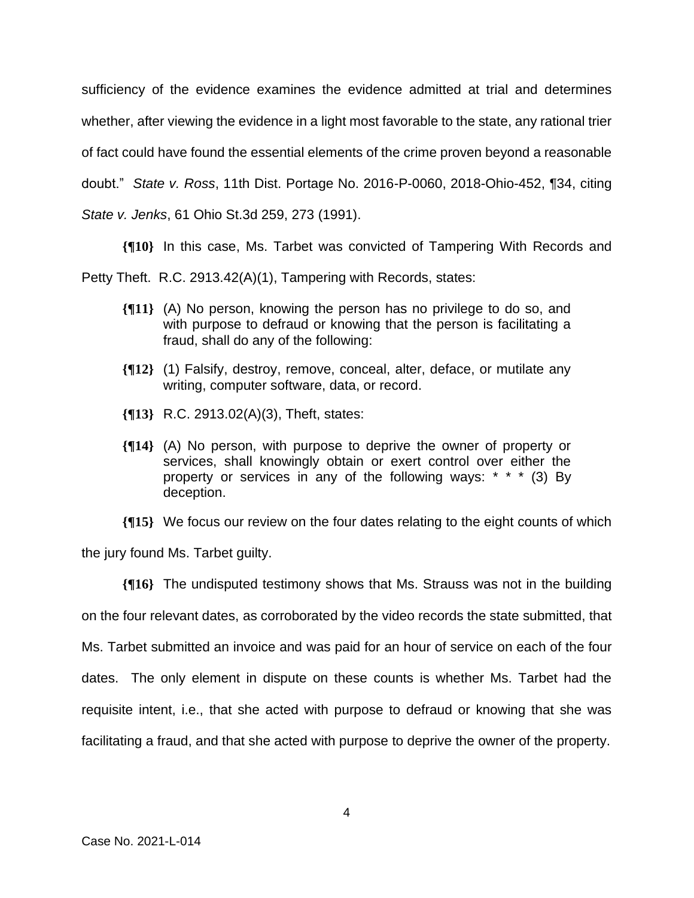sufficiency of the evidence examines the evidence admitted at trial and determines whether, after viewing the evidence in a light most favorable to the state, any rational trier of fact could have found the essential elements of the crime proven beyond a reasonable doubt." *State v. Ross*, 11th Dist. Portage No. 2016-P-0060, 2018-Ohio-452, ¶34, citing *State v. Jenks*, 61 Ohio St.3d 259, 273 (1991).

**{¶10}** In this case, Ms. Tarbet was convicted of Tampering With Records and Petty Theft. R.C. 2913.42(A)(1), Tampering with Records, states:

> **{¶11}** (A) No person, knowing the person has no privilege to do so, and with purpose to defraud or knowing that the person is facilitating a fraud, shall do any of the following:
>
> **{¶12}** (1) Falsify, destroy, remove, conceal, alter, deface, or mutilate any writing, computer software, data, or record.
>
> **{¶13}** R.C. 2913.02(A)(3), Theft, states:
>
> **{¶14}** (A) No person, with purpose to deprive the owner of property or services, shall knowingly obtain or exert control over either the property or services in any of the following ways: * * * (3) By deception.

**{¶15}** We focus our review on the four dates relating to the eight counts of which the jury found Ms. Tarbet guilty.

**{¶16}** The undisputed testimony shows that Ms. Strauss was not in the building on the four relevant dates, as corroborated by the video records the state submitted, that Ms. Tarbet submitted an invoice and was paid for an hour of service on each of the four dates. The only element in dispute on these counts is whether Ms. Tarbet had the requisite intent, i.e., that she acted with purpose to defraud or knowing that she was facilitating a fraud, and that she acted with purpose to deprive the owner of the property.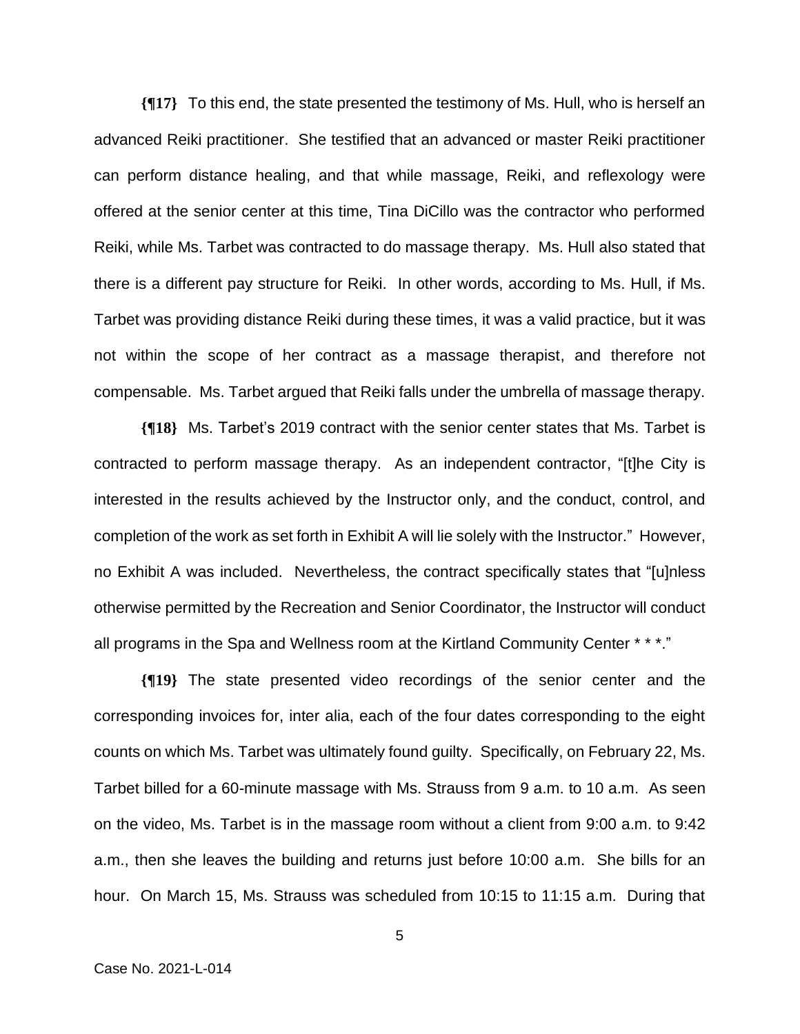**{¶17}** To this end, the state presented the testimony of Ms. Hull, who is herself an advanced Reiki practitioner. She testified that an advanced or master Reiki practitioner can perform distance healing, and that while massage, Reiki, and reflexology were offered at the senior center at this time, Tina DiCillo was the contractor who performed Reiki, while Ms. Tarbet was contracted to do massage therapy. Ms. Hull also stated that there is a different pay structure for Reiki. In other words, according to Ms. Hull, if Ms. Tarbet was providing distance Reiki during these times, it was a valid practice, but it was not within the scope of her contract as a massage therapist, and therefore not compensable. Ms. Tarbet argued that Reiki falls under the umbrella of massage therapy.

**{¶18}** Ms. Tarbet's 2019 contract with the senior center states that Ms. Tarbet is contracted to perform massage therapy. As an independent contractor, "[t]he City is interested in the results achieved by the Instructor only, and the conduct, control, and completion of the work as set forth in Exhibit A will lie solely with the Instructor." However, no Exhibit A was included. Nevertheless, the contract specifically states that "[u]nless otherwise permitted by the Recreation and Senior Coordinator, the Instructor will conduct all programs in the Spa and Wellness room at the Kirtland Community Center * * *."

**{¶19}** The state presented video recordings of the senior center and the corresponding invoices for, inter alia, each of the four dates corresponding to the eight counts on which Ms. Tarbet was ultimately found guilty. Specifically, on February 22, Ms. Tarbet billed for a 60-minute massage with Ms. Strauss from 9 a.m. to 10 a.m. As seen on the video, Ms. Tarbet is in the massage room without a client from 9:00 a.m. to 9:42 a.m., then she leaves the building and returns just before 10:00 a.m. She bills for an hour. On March 15, Ms. Strauss was scheduled from 10:15 to 11:15 a.m. During that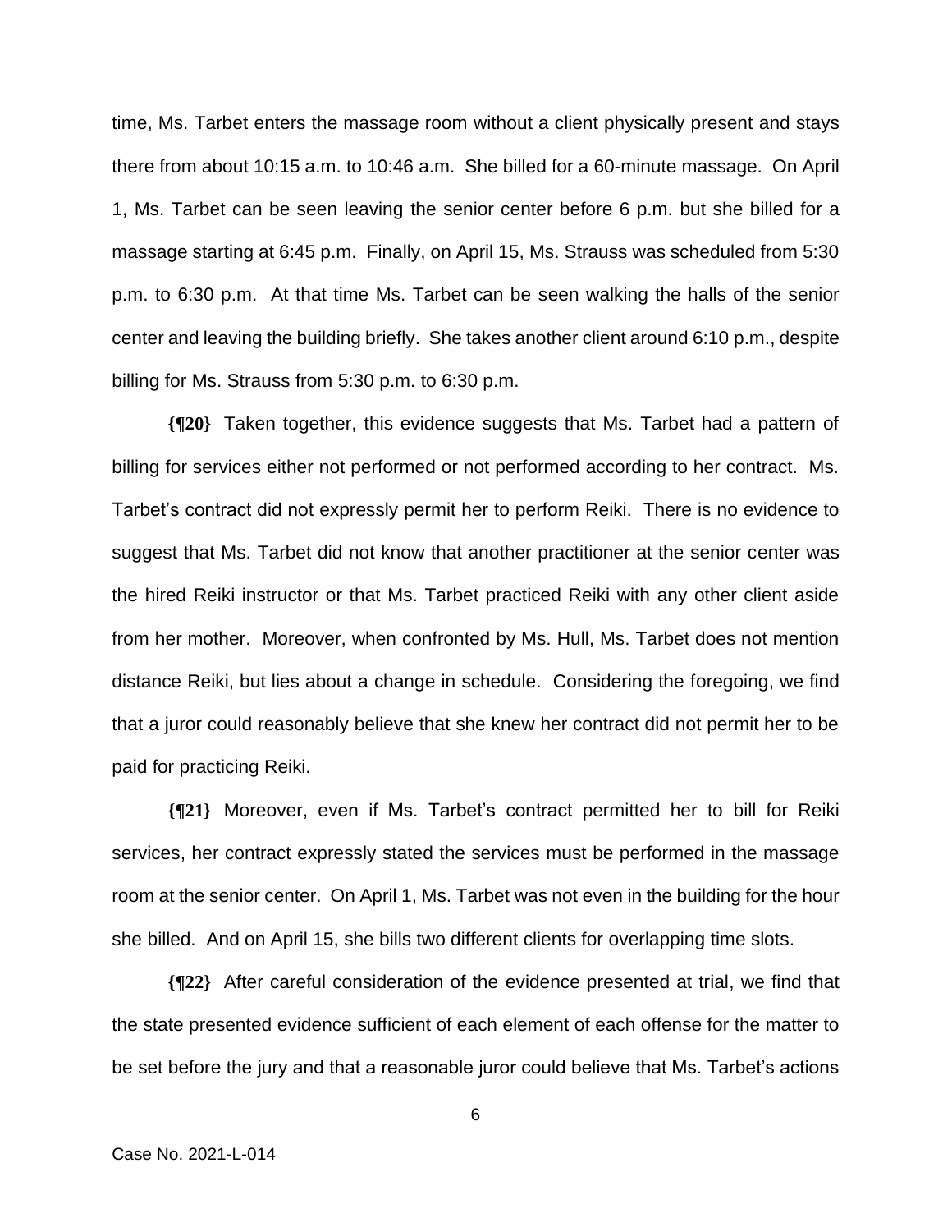time, Ms. Tarbet enters the massage room without a client physically present and stays there from about 10:15 a.m. to 10:46 a.m. She billed for a 60-minute massage. On April 1, Ms. Tarbet can be seen leaving the senior center before 6 p.m. but she billed for a massage starting at 6:45 p.m. Finally, on April 15, Ms. Strauss was scheduled from 5:30 p.m. to 6:30 p.m. At that time Ms. Tarbet can be seen walking the halls of the senior center and leaving the building briefly. She takes another client around 6:10 p.m., despite billing for Ms. Strauss from 5:30 p.m. to 6:30 p.m.

**{¶20}** Taken together, this evidence suggests that Ms. Tarbet had a pattern of billing for services either not performed or not performed according to her contract. Ms. Tarbet's contract did not expressly permit her to perform Reiki. There is no evidence to suggest that Ms. Tarbet did not know that another practitioner at the senior center was the hired Reiki instructor or that Ms. Tarbet practiced Reiki with any other client aside from her mother. Moreover, when confronted by Ms. Hull, Ms. Tarbet does not mention distance Reiki, but lies about a change in schedule. Considering the foregoing, we find that a juror could reasonably believe that she knew her contract did not permit her to be paid for practicing Reiki.

**{¶21}** Moreover, even if Ms. Tarbet's contract permitted her to bill for Reiki services, her contract expressly stated the services must be performed in the massage room at the senior center. On April 1, Ms. Tarbet was not even in the building for the hour she billed. And on April 15, she bills two different clients for overlapping time slots.

**{¶22}** After careful consideration of the evidence presented at trial, we find that the state presented evidence sufficient of each element of each offense for the matter to be set before the jury and that a reasonable juror could believe that Ms. Tarbet's actions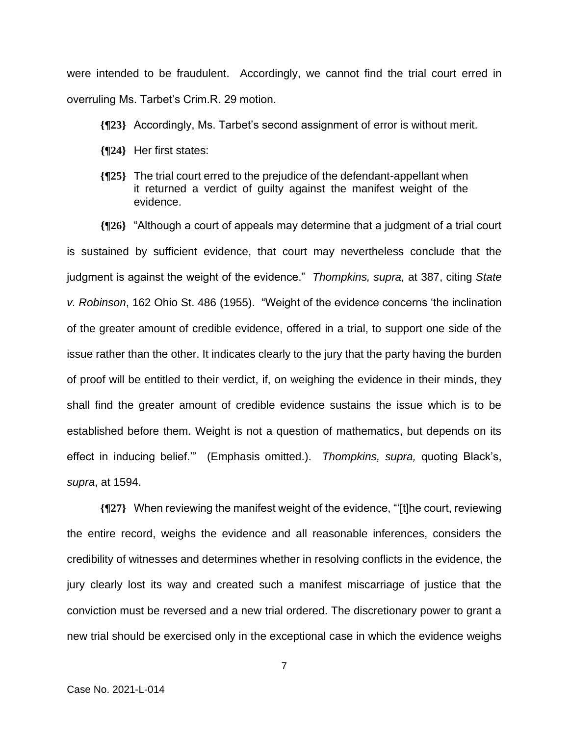were intended to be fraudulent. Accordingly, we cannot find the trial court erred in overruling Ms. Tarbet's Crim.R. 29 motion.

**{¶23}** Accordingly, Ms. Tarbet's second assignment of error is without merit.

**{¶24}** Her first states:

> **{¶25}** The trial court erred to the prejudice of the defendant-appellant when it returned a verdict of guilty against the manifest weight of the evidence.

**{¶26}** "Although a court of appeals may determine that a judgment of a trial court is sustained by sufficient evidence, that court may nevertheless conclude that the judgment is against the weight of the evidence." *Thompkins, supra,* at 387, citing *State v. Robinson*, 162 Ohio St. 486 (1955). "Weight of the evidence concerns 'the inclination of the greater amount of credible evidence, offered in a trial, to support one side of the issue rather than the other. It indicates clearly to the jury that the party having the burden of proof will be entitled to their verdict, if, on weighing the evidence in their minds, they shall find the greater amount of credible evidence sustains the issue which is to be established before them. Weight is not a question of mathematics, but depends on its effect in inducing belief.'" (Emphasis omitted.). *Thompkins, supra,* quoting Black's, *supra*, at 1594.

**{¶27}** When reviewing the manifest weight of the evidence, "'[t]he court, reviewing the entire record, weighs the evidence and all reasonable inferences, considers the credibility of witnesses and determines whether in resolving conflicts in the evidence, the jury clearly lost its way and created such a manifest miscarriage of justice that the conviction must be reversed and a new trial ordered. The discretionary power to grant a new trial should be exercised only in the exceptional case in which the evidence weighs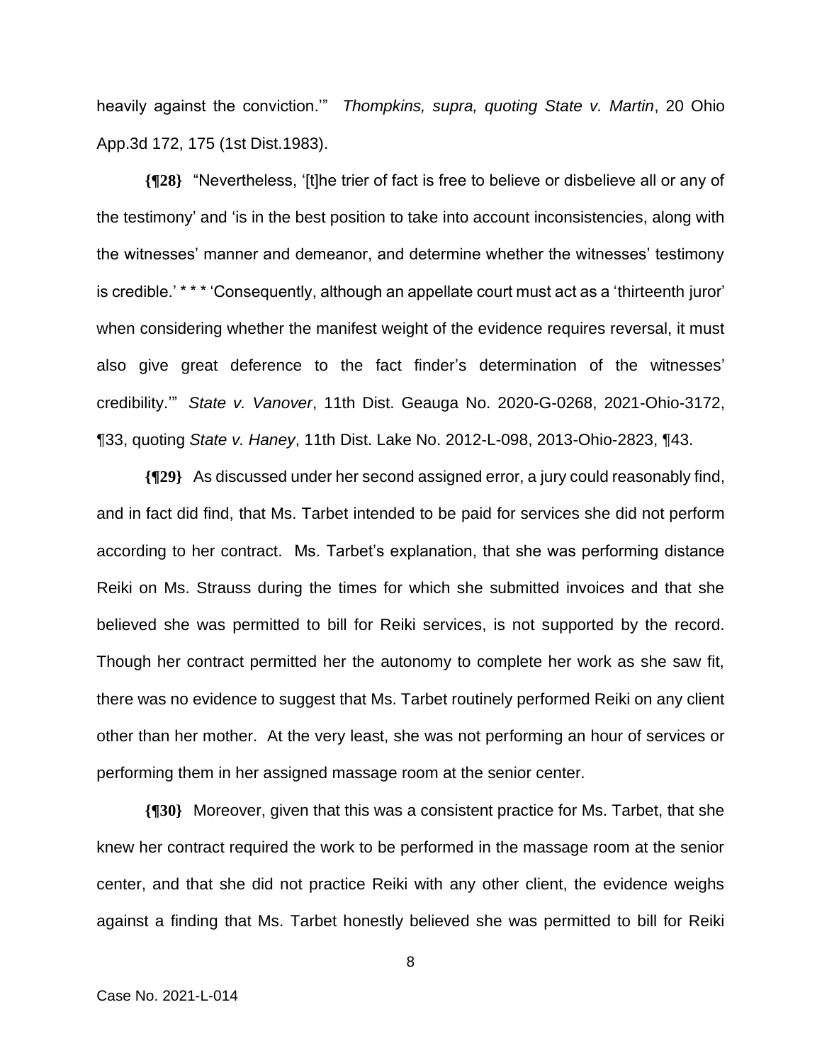heavily against the conviction.'" *Thompkins, supra, quoting State v. Martin*, 20 Ohio App.3d 172, 175 (1st Dist.1983).

**{¶28}** "Nevertheless, '[t]he trier of fact is free to believe or disbelieve all or any of the testimony' and 'is in the best position to take into account inconsistencies, along with the witnesses' manner and demeanor, and determine whether the witnesses' testimony is credible.' * * * 'Consequently, although an appellate court must act as a 'thirteenth juror' when considering whether the manifest weight of the evidence requires reversal, it must also give great deference to the fact finder's determination of the witnesses' credibility.'" *State v. Vanover*, 11th Dist. Geauga No. 2020-G-0268, 2021-Ohio-3172, ¶33, quoting *State v. Haney*, 11th Dist. Lake No. 2012-L-098, 2013-Ohio-2823, ¶43.

**{¶29}** As discussed under her second assigned error, a jury could reasonably find, and in fact did find, that Ms. Tarbet intended to be paid for services she did not perform according to her contract. Ms. Tarbet's explanation, that she was performing distance Reiki on Ms. Strauss during the times for which she submitted invoices and that she believed she was permitted to bill for Reiki services, is not supported by the record. Though her contract permitted her the autonomy to complete her work as she saw fit, there was no evidence to suggest that Ms. Tarbet routinely performed Reiki on any client other than her mother. At the very least, she was not performing an hour of services or performing them in her assigned massage room at the senior center.

**{¶30}** Moreover, given that this was a consistent practice for Ms. Tarbet, that she knew her contract required the work to be performed in the massage room at the senior center, and that she did not practice Reiki with any other client, the evidence weighs against a finding that Ms. Tarbet honestly believed she was permitted to bill for Reiki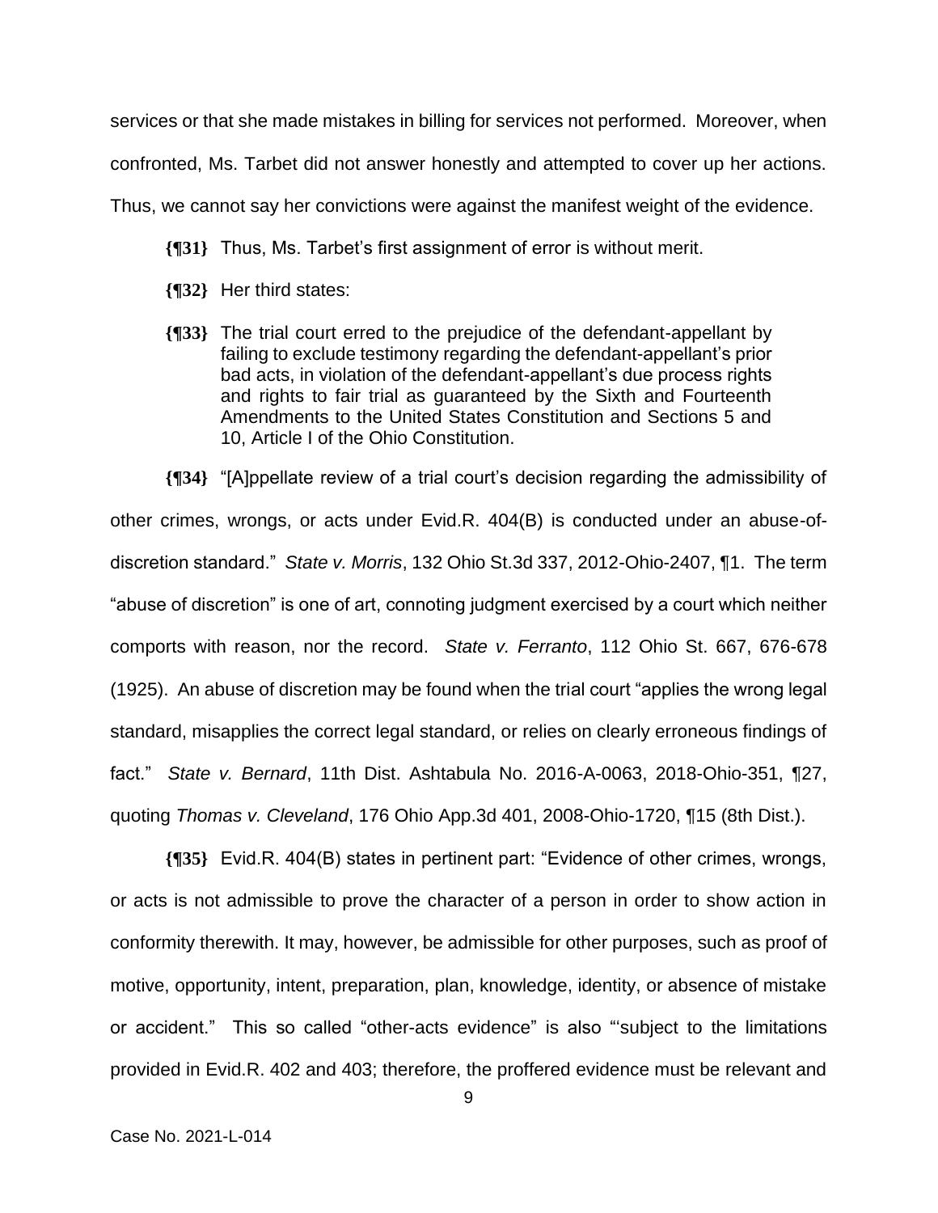services or that she made mistakes in billing for services not performed. Moreover, when confronted, Ms. Tarbet did not answer honestly and attempted to cover up her actions. Thus, we cannot say her convictions were against the manifest weight of the evidence.

**{¶31}** Thus, Ms. Tarbet's first assignment of error is without merit.

**{¶32}** Her third states:

> **{¶33}** The trial court erred to the prejudice of the defendant-appellant by failing to exclude testimony regarding the defendant-appellant's prior bad acts, in violation of the defendant-appellant's due process rights and rights to fair trial as guaranteed by the Sixth and Fourteenth Amendments to the United States Constitution and Sections 5 and 10, Article I of the Ohio Constitution.

**{¶34}** "[A]ppellate review of a trial court's decision regarding the admissibility of other crimes, wrongs, or acts under Evid.R. 404(B) is conducted under an abuse-of-discretion standard." *State v. Morris*, 132 Ohio St.3d 337, 2012-Ohio-2407, ¶1. The term "abuse of discretion" is one of art, connoting judgment exercised by a court which neither comports with reason, nor the record. *State v. Ferranto*, 112 Ohio St. 667, 676-678 (1925). An abuse of discretion may be found when the trial court "applies the wrong legal standard, misapplies the correct legal standard, or relies on clearly erroneous findings of fact." *State v. Bernard*, 11th Dist. Ashtabula No. 2016-A-0063, 2018-Ohio-351, ¶27, quoting *Thomas v. Cleveland*, 176 Ohio App.3d 401, 2008-Ohio-1720, ¶15 (8th Dist.).

**{¶35}** Evid.R. 404(B) states in pertinent part: "Evidence of other crimes, wrongs, or acts is not admissible to prove the character of a person in order to show action in conformity therewith. It may, however, be admissible for other purposes, such as proof of motive, opportunity, intent, preparation, plan, knowledge, identity, or absence of mistake or accident." This so called "other-acts evidence" is also "'subject to the limitations provided in Evid.R. 402 and 403; therefore, the proffered evidence must be relevant and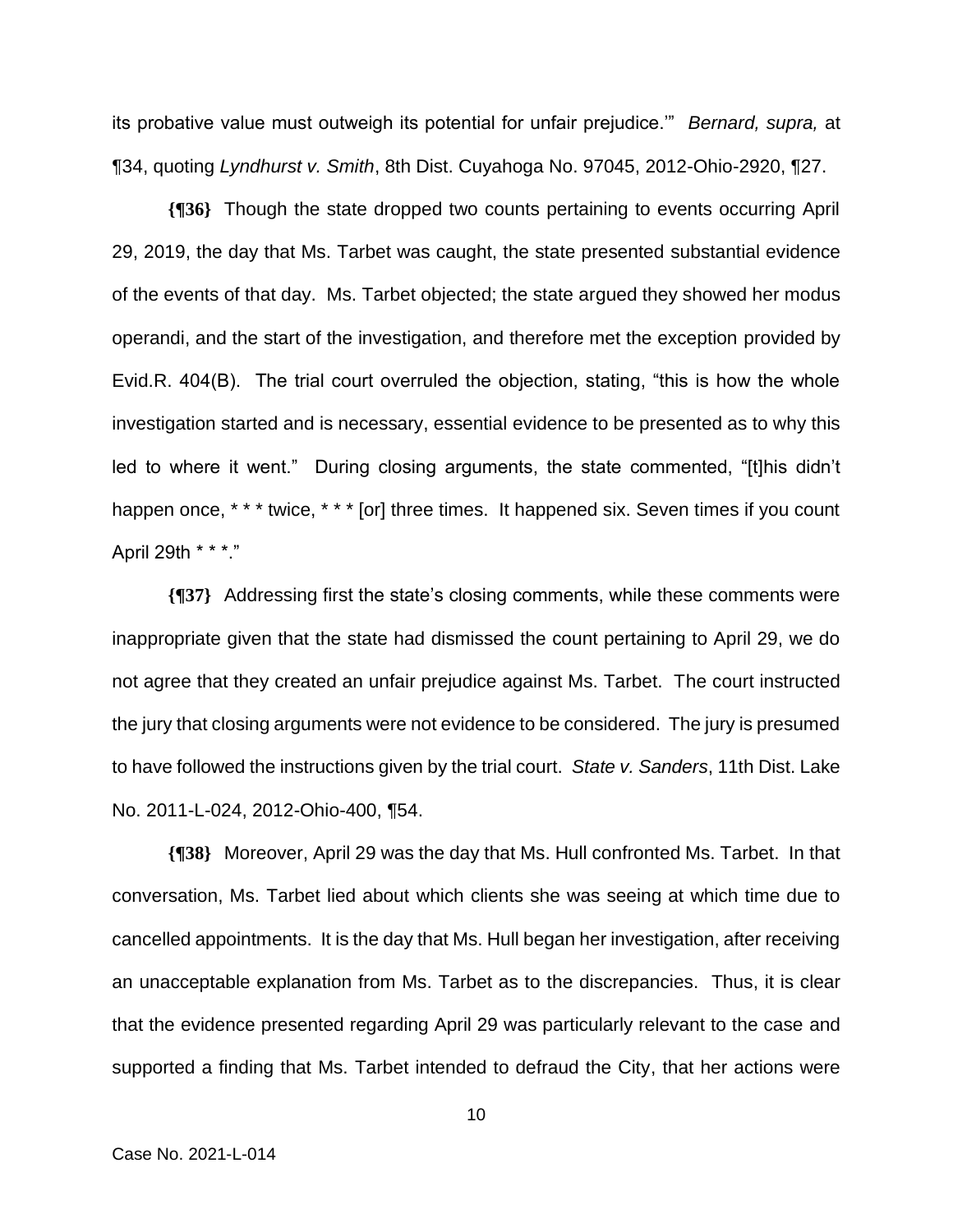its probative value must outweigh its potential for unfair prejudice.'" *Bernard, supra,* at ¶34, quoting *Lyndhurst v. Smith*, 8th Dist. Cuyahoga No. 97045, 2012-Ohio-2920, ¶27.

**{¶36}** Though the state dropped two counts pertaining to events occurring April 29, 2019, the day that Ms. Tarbet was caught, the state presented substantial evidence of the events of that day. Ms. Tarbet objected; the state argued they showed her modus operandi, and the start of the investigation, and therefore met the exception provided by Evid.R. 404(B). The trial court overruled the objection, stating, "this is how the whole investigation started and is necessary, essential evidence to be presented as to why this led to where it went." During closing arguments, the state commented, "[t]his didn't happen once, * * * twice, * * * [or] three times. It happened six. Seven times if you count April 29th * * *."

**{¶37}** Addressing first the state's closing comments, while these comments were inappropriate given that the state had dismissed the count pertaining to April 29, we do not agree that they created an unfair prejudice against Ms. Tarbet. The court instructed the jury that closing arguments were not evidence to be considered. The jury is presumed to have followed the instructions given by the trial court. *State v. Sanders*, 11th Dist. Lake No. 2011-L-024, 2012-Ohio-400, ¶54.

**{¶38}** Moreover, April 29 was the day that Ms. Hull confronted Ms. Tarbet. In that conversation, Ms. Tarbet lied about which clients she was seeing at which time due to cancelled appointments. It is the day that Ms. Hull began her investigation, after receiving an unacceptable explanation from Ms. Tarbet as to the discrepancies. Thus, it is clear that the evidence presented regarding April 29 was particularly relevant to the case and supported a finding that Ms. Tarbet intended to defraud the City, that her actions were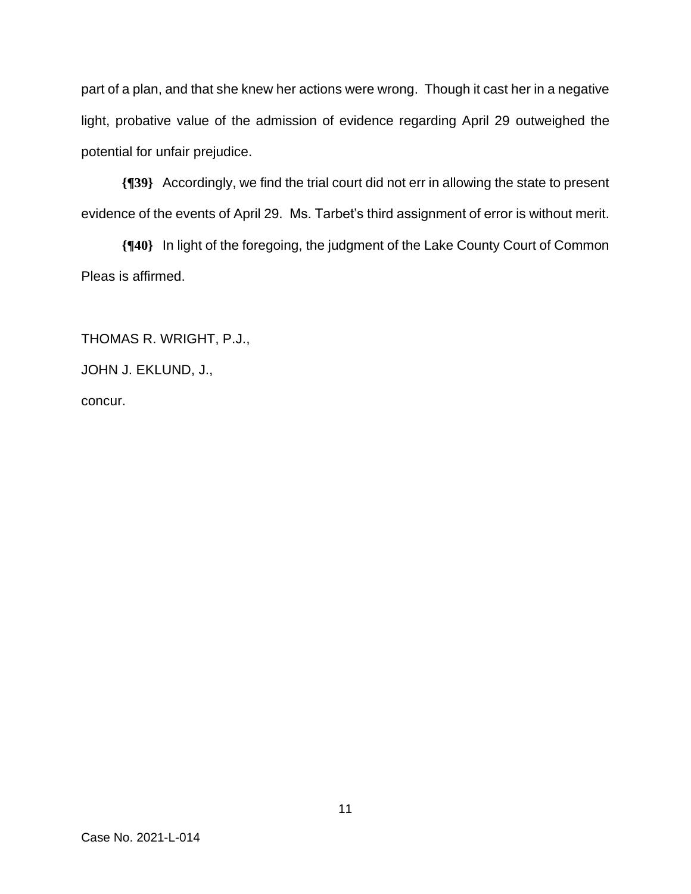part of a plan, and that she knew her actions were wrong. Though it cast her in a negative light, probative value of the admission of evidence regarding April 29 outweighed the potential for unfair prejudice.

**{¶39}** Accordingly, we find the trial court did not err in allowing the state to present evidence of the events of April 29. Ms. Tarbet's third assignment of error is without merit.

**{¶40}** In light of the foregoing, the judgment of the Lake County Court of Common Pleas is affirmed.

THOMAS R. WRIGHT, P.J.,

JOHN J. EKLUND, J.,

concur.